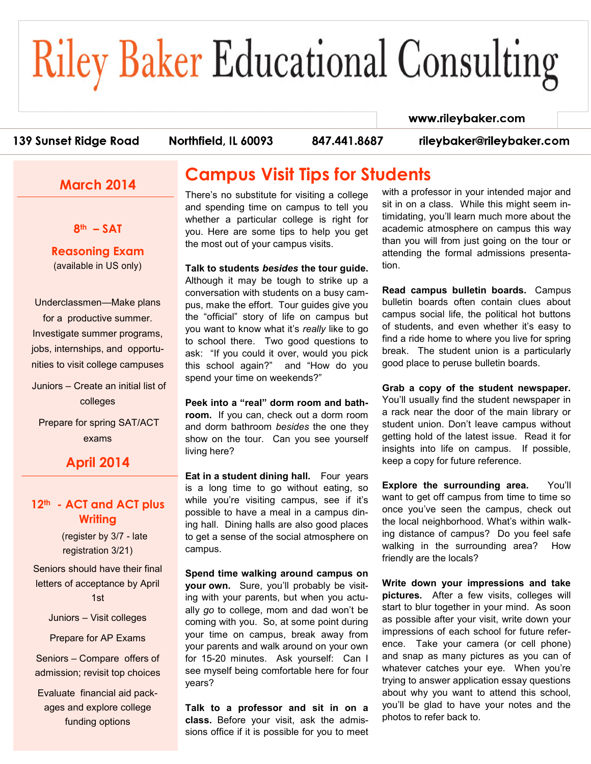# Riley Baker Educational Consulting

www.rileybaker.com

139 Sunset Ridge Road | Northfield, IL 60093 | 847.441.8687 | rileybaker@rileybaker.com

## March 2014

**8th – SAT Reasoning Exam**
(available in US only)

Underclassmen—Make plans for a productive summer. Investigate summer programs, jobs, internships, and opportunities to visit college campuses

Juniors – Create an initial list of colleges

Prepare for spring SAT/ACT exams

## April 2014

**12th - ACT and ACT plus Writing**
(register by 3/7 - late registration 3/21)

Seniors should have their final letters of acceptance by April 1st

Juniors – Visit colleges

Prepare for AP Exams

Seniors – Compare offers of admission; revisit top choices

Evaluate financial aid packages and explore college funding options

## Campus Visit Tips for Students

There's no substitute for visiting a college and spending time on campus to tell you whether a particular college is right for you. Here are some tips to help you get the most out of your campus visits.

**Talk to students *besides* the tour guide.** Although it may be tough to strike up a conversation with students on a busy campus, make the effort. Tour guides give you the "official" story of life on campus but you want to know what it's *really* like to go to school there. Two good questions to ask: "If you could it over, would you pick this school again?" and "How do you spend your time on weekends?"

**Peek into a "real" dorm room and bathroom.** If you can, check out a dorm room and dorm bathroom *besides* the one they show on the tour. Can you see yourself living here?

**Eat in a student dining hall.** Four years is a long time to go without eating, so while you're visiting campus, see if it's possible to have a meal in a campus dining hall. Dining halls are also good places to get a sense of the social atmosphere on campus.

**Spend time walking around campus on your own.** Sure, you'll probably be visiting with your parents, but when you actually *go* to college, mom and dad won't be coming with you. So, at some point during your time on campus, break away from your parents and walk around on your own for 15-20 minutes. Ask yourself: Can I see myself being comfortable here for four years?

**Talk to a professor and sit in on a class.** Before your visit, ask the admissions office if it is possible for you to meet with a professor in your intended major and sit in on a class. While this might seem intimidating, you'll learn much more about the academic atmosphere on campus this way than you will from just going on the tour or attending the formal admissions presentation.

**Read campus bulletin boards.** Campus bulletin boards often contain clues about campus social life, the political hot buttons of students, and even whether it's easy to find a ride home to where you live for spring break. The student union is a particularly good place to peruse bulletin boards.

**Grab a copy of the student newspaper.** You'll usually find the student newspaper in a rack near the door of the main library or student union. Don't leave campus without getting hold of the latest issue. Read it for insights into life on campus. If possible, keep a copy for future reference.

**Explore the surrounding area.** You'll want to get off campus from time to time so once you've seen the campus, check out the local neighborhood. What's within walking distance of campus? Do you feel safe walking in the surrounding area? How friendly are the locals?

**Write down your impressions and take pictures.** After a few visits, colleges will start to blur together in your mind. As soon as possible after your visit, write down your impressions of each school for future reference. Take your camera (or cell phone) and snap as many pictures as you can of whatever catches your eye. When you're trying to answer application essay questions about why you want to attend this school, you'll be glad to have your notes and the photos to refer back to.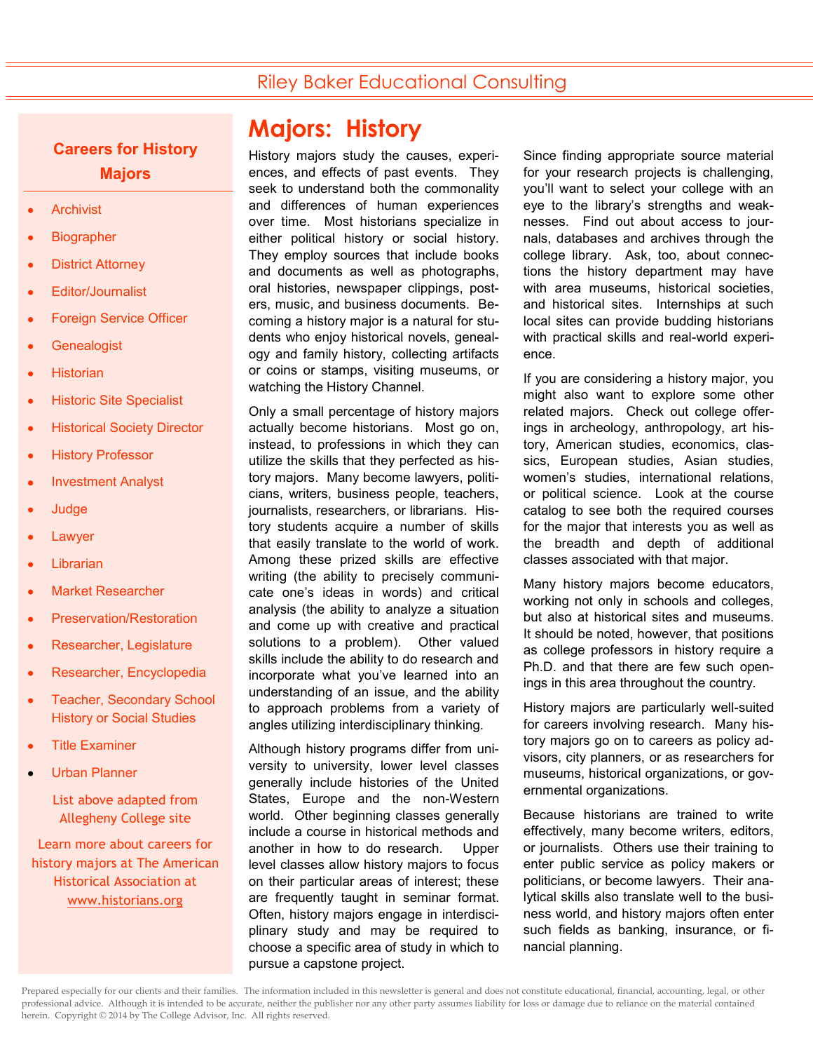# Majors: History

History majors study the causes, experiences, and effects of past events. They seek to understand both the commonality and differences of human experiences over time. Most historians specialize in either political history or social history. They employ sources that include books and documents as well as photographs, oral histories, newspaper clippings, posters, music, and business documents. Becoming a history major is a natural for students who enjoy historical novels, genealogy and family history, collecting artifacts or coins or stamps, visiting museums, or watching the History Channel.

Only a small percentage of history majors actually become historians. Most go on, instead, to professions in which they can utilize the skills that they perfected as history majors. Many become lawyers, politicians, writers, business people, teachers, journalists, researchers, or librarians. History students acquire a number of skills that easily translate to the world of work. Among these prized skills are effective writing (the ability to precisely communicate one's ideas in words) and critical analysis (the ability to analyze a situation and come up with creative and practical solutions to a problem). Other valued skills include the ability to do research and incorporate what you've learned into an understanding of an issue, and the ability to approach problems from a variety of angles utilizing interdisciplinary thinking.

Although history programs differ from university to university, lower level classes generally include histories of the United States, Europe and the non-Western world. Other beginning classes generally include a course in historical methods and another in how to do research. Upper level classes allow history majors to focus on their particular areas of interest; these are frequently taught in seminar format. Often, history majors engage in interdisciplinary study and may be required to choose a specific area of study in which to pursue a capstone project.

Since finding appropriate source material for your research projects is challenging, you'll want to select your college with an eye to the library's strengths and weaknesses. Find out about access to journals, databases and archives through the college library. Ask, too, about connections the history department may have with area museums, historical societies, and historical sites. Internships at such local sites can provide budding historians with practical skills and real-world experience.

If you are considering a history major, you might also want to explore some other related majors. Check out college offerings in archeology, anthropology, art history, American studies, economics, classics, European studies, Asian studies, women's studies, international relations, or political science. Look at the course catalog to see both the required courses for the major that interests you as well as the breadth and depth of additional classes associated with that major.

Many history majors become educators, working not only in schools and colleges, but also at historical sites and museums. It should be noted, however, that positions as college professors in history require a Ph.D. and that there are few such openings in this area throughout the country.

History majors are particularly well-suited for careers involving research. Many history majors go on to careers as policy advisors, city planners, or as researchers for museums, historical organizations, or governmental organizations.

Because historians are trained to write effectively, many become writers, editors, or journalists. Others use their training to enter public service as policy makers or politicians, or become lawyers. Their analytical skills also translate well to the business world, and history majors often enter such fields as banking, insurance, or financial planning.

## Careers for History Majors

- Archivist
- Biographer
- District Attorney
- Editor/Journalist
- Foreign Service Officer
- Genealogist
- Historian
- Historic Site Specialist
- Historical Society Director
- History Professor
- Investment Analyst
- Judge
- Lawyer
- Librarian
- Market Researcher
- Preservation/Restoration
- Researcher, Legislature
- Researcher, Encyclopedia
- Teacher, Secondary School History or Social Studies
- Title Examiner
- Urban Planner

List above adapted from Allegheny College site

Learn more about careers for history majors at The American Historical Association at www.historians.org

Prepared especially for our clients and their families. The information included in this newsletter is general and does not constitute educational, financial, accounting, legal, or other professional advice. Although it is intended to be accurate, neither the publisher nor any other party assumes liability for loss or damage due to reliance on the material contained herein. Copyright © 2014 by The College Advisor, Inc. All rights reserved.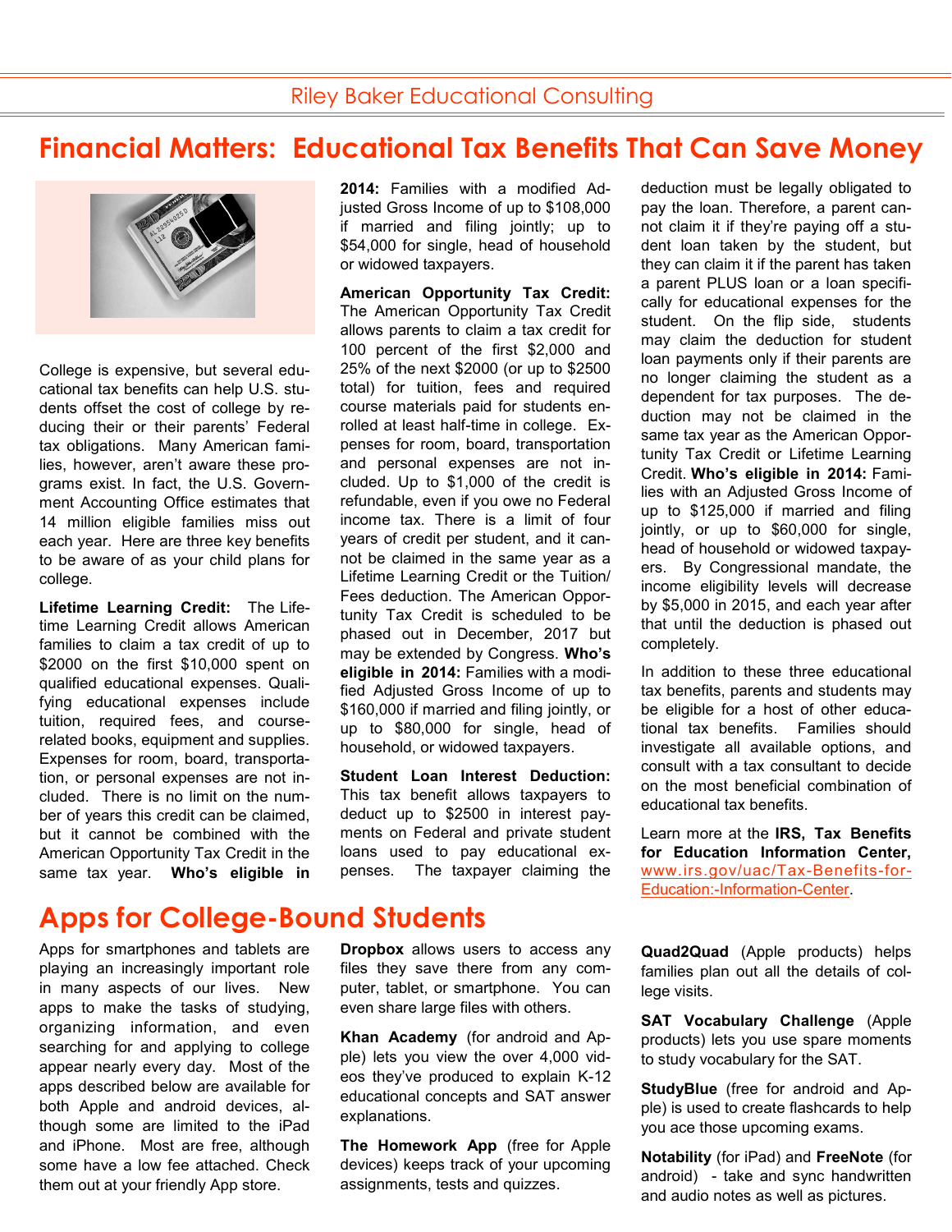Riley Baker Educational Consulting

# Financial Matters: Educational Tax Benefits That Can Save Money

College is expensive, but several educational tax benefits can help U.S. students offset the cost of college by reducing their or their parents' Federal tax obligations. Many American families, however, aren't aware these programs exist. In fact, the U.S. Government Accounting Office estimates that 14 million eligible families miss out each year. Here are three key benefits to be aware of as your child plans for college.

**Lifetime Learning Credit:** The Lifetime Learning Credit allows American families to claim a tax credit of up to $2000 on the first $10,000 spent on qualified educational expenses. Qualifying educational expenses include tuition, required fees, and course-related books, equipment and supplies. Expenses for room, board, transportation, or personal expenses are not included. There is no limit on the number of years this credit can be claimed, but it cannot be combined with the American Opportunity Tax Credit in the same tax year. **Who's eligible in 2014:** Families with a modified Adjusted Gross Income of up to $108,000 if married and filing jointly; up to $54,000 for single, head of household or widowed taxpayers.

**American Opportunity Tax Credit:** The American Opportunity Tax Credit allows parents to claim a tax credit for 100 percent of the first $2,000 and 25% of the next $2000 (or up to $2500 total) for tuition, fees and required course materials paid for students enrolled at least half-time in college. Expenses for room, board, transportation and personal expenses are not included. Up to $1,000 of the credit is refundable, even if you owe no Federal income tax. There is a limit of four years of credit per student, and it cannot be claimed in the same year as a Lifetime Learning Credit or the Tuition/Fees deduction. The American Opportunity Tax Credit is scheduled to be phased out in December, 2017 but may be extended by Congress. **Who's eligible in 2014:** Families with a modified Adjusted Gross Income of up to $160,000 if married and filing jointly, or up to $80,000 for single, head of household, or widowed taxpayers.

**Student Loan Interest Deduction:** This tax benefit allows taxpayers to deduct up to $2500 in interest payments on Federal and private student loans used to pay educational expenses. The taxpayer claiming the deduction must be legally obligated to pay the loan. Therefore, a parent cannot claim it if they're paying off a student loan taken by the student, but they can claim it if the parent has taken a parent PLUS loan or a loan specifically for educational expenses for the student. On the flip side, students may claim the deduction for student loan payments only if their parents are no longer claiming the student as a dependent for tax purposes. The deduction may not be claimed in the same tax year as the American Opportunity Tax Credit or Lifetime Learning Credit. **Who's eligible in 2014:** Families with an Adjusted Gross Income of up to $125,000 if married and filing jointly, or up to $60,000 for single, head of household or widowed taxpayers. By Congressional mandate, the income eligibility levels will decrease by $5,000 in 2015, and each year after that until the deduction is phased out completely.

In addition to these three educational tax benefits, parents and students may be eligible for a host of other educational tax benefits. Families should investigate all available options, and consult with a tax consultant to decide on the most beneficial combination of educational tax benefits.

Learn more at the **IRS, Tax Benefits for Education Information Center,** www.irs.gov/uac/Tax-Benefits-for-Education:-Information-Center.

# Apps for College-Bound Students

Apps for smartphones and tablets are playing an increasingly important role in many aspects of our lives. New apps to make the tasks of studying, organizing information, and even searching for and applying to college appear nearly every day. Most of the apps described below are available for both Apple and android devices, although some are limited to the iPad and iPhone. Most are free, although some have a low fee attached. Check them out at your friendly App store.

**Dropbox** allows users to access any files they save there from any computer, tablet, or smartphone. You can even share large files with others.

**Khan Academy** (for android and Apple) lets you view the over 4,000 videos they've produced to explain K-12 educational concepts and SAT answer explanations.

**The Homework App** (free for Apple devices) keeps track of your upcoming assignments, tests and quizzes.

**Quad2Quad** (Apple products) helps families plan out all the details of college visits.

**SAT Vocabulary Challenge** (Apple products) lets you use spare moments to study vocabulary for the SAT.

**StudyBlue** (free for android and Apple) is used to create flashcards to help you ace those upcoming exams.

**Notability** (for iPad) and **FreeNote** (for android) - take and sync handwritten and audio notes as well as pictures.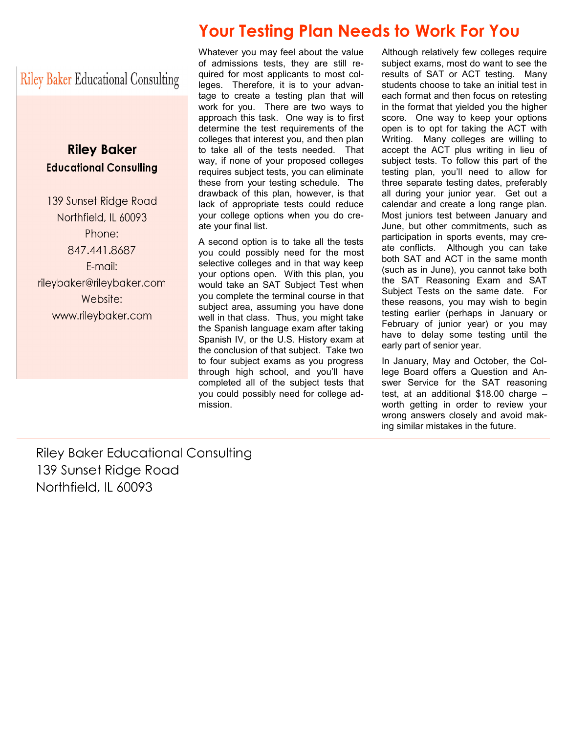Riley Baker Educational Consulting

**Riley Baker**
**Educational Consulting**

139 Sunset Ridge Road
Northfield, IL 60093
Phone:
847.441.8687
E-mail:
rileybaker@rileybaker.com
Website:
www.rileybaker.com

# Your Testing Plan Needs to Work For You

Whatever you may feel about the value of admissions tests, they are still required for most applicants to most colleges. Therefore, it is to your advantage to create a testing plan that will work for you. There are two ways to approach this task. One way is to first determine the test requirements of the colleges that interest you, and then plan to take all of the tests needed. That way, if none of your proposed colleges requires subject tests, you can eliminate these from your testing schedule. The drawback of this plan, however, is that lack of appropriate tests could reduce your college options when you do create your final list.

A second option is to take all the tests you could possibly need for the most selective colleges and in that way keep your options open. With this plan, you would take an SAT Subject Test when you complete the terminal course in that subject area, assuming you have done well in that class. Thus, you might take the Spanish language exam after taking Spanish IV, or the U.S. History exam at the conclusion of that subject. Take two to four subject exams as you progress through high school, and you'll have completed all of the subject tests that you could possibly need for college admission.

Although relatively few colleges require subject exams, most do want to see the results of SAT or ACT testing. Many students choose to take an initial test in each format and then focus on retesting in the format that yielded you the higher score. One way to keep your options open is to opt for taking the ACT with Writing. Many colleges are willing to accept the ACT plus writing in lieu of subject tests. To follow this part of the testing plan, you'll need to allow for three separate testing dates, preferably all during your junior year. Get out a calendar and create a long range plan. Most juniors test between January and June, but other commitments, such as participation in sports events, may create conflicts. Although you can take both SAT and ACT in the same month (such as in June), you cannot take both the SAT Reasoning Exam and SAT Subject Tests on the same date. For these reasons, you may wish to begin testing earlier (perhaps in January or February of junior year) or you may have to delay some testing until the early part of senior year.

In January, May and October, the College Board offers a Question and Answer Service for the SAT reasoning test, at an additional $18.00 charge – worth getting in order to review your wrong answers closely and avoid making similar mistakes in the future.

Riley Baker Educational Consulting
139 Sunset Ridge Road
Northfield, IL 60093